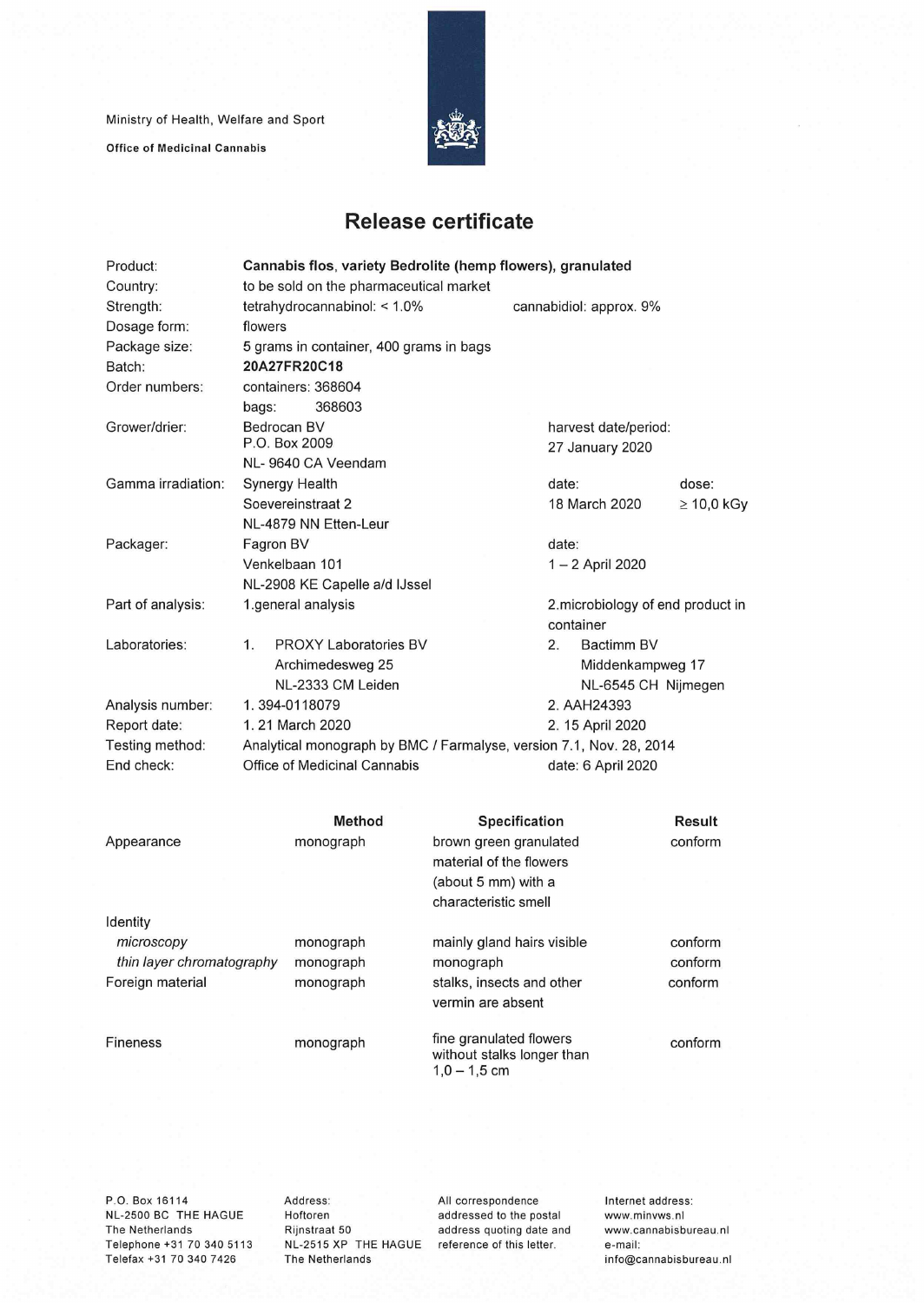Ministry of Health, Welfare and Sport

**Office of Medicinal Cannabis**

# Release certificate

| | | | |
|---|---|---|---|
| Product: | **Cannabis flos, variety Bedrolite (hemp flowers), granulated** | | |
| Country: | to be sold on the pharmaceutical market | | |
| Strength: | tetrahydrocannabinol: < 1.0% | cannabidiol: approx. 9% | |
| Dosage form: | flowers | | |
| Package size: | 5 grams in container, 400 grams in bags | | |
| Batch: | **20A27FR20C18** | | |
| Order numbers: | containers: 368604<br>bags: 368603 | | |
| Grower/drier: | Bedrocan BV<br>P.O. Box 2009<br>NL- 9640 CA Veendam | harvest date/period:<br>27 January 2020 | |
| Gamma irradiation: | Synergy Health<br>Soevereinstraat 2<br>NL-4879 NN Etten-Leur | date:<br>18 March 2020 | dose:<br>≥ 10,0 kGy |
| Packager: | Fagron BV<br>Venkelbaan 101<br>NL-2908 KE Capelle a/d IJssel | date:<br>1 – 2 April 2020 | |
| Part of analysis: | 1.general analysis | 2.microbiology of end product in container | |
| Laboratories: | 1. PROXY Laboratories BV<br>Archimedesweg 25<br>NL-2333 CM Leiden | 2. Bactimm BV<br>Middenkampweg 17<br>NL-6545 CH Nijmegen | |
| Analysis number: | 1. 394-0118079 | 2. AAH24393 | |
| Report date: | 1. 21 March 2020 | 2. 15 April 2020 | |
| Testing method: | Analytical monograph by BMC / Farmalyse, version 7.1, Nov. 28, 2014 | | |
| End check: | Office of Medicinal Cannabis | date: 6 April 2020 | |

| | Method | Specification | Result |
|---|---|---|---|
| Appearance | monograph | brown green granulated material of the flowers (about 5 mm) with a characteristic smell | conform |
| Identity | | | |
| *microscopy* | monograph | mainly gland hairs visible | conform |
| *thin layer chromatography* | monograph | monograph | conform |
| Foreign material | monograph | stalks, insects and other vermin are absent | conform |
| Fineness | monograph | fine granulated flowers without stalks longer than 1,0 – 1,5 cm | conform |

P.O. Box 16114
NL-2500 BC THE HAGUE
The Netherlands
Telephone +31 70 340 5113
Telefax +31 70 340 7426

Address:
Hoftoren
Rijnstraat 50
NL-2515 XP THE HAGUE
The Netherlands

All correspondence addressed to the postal address quoting date and reference of this letter.

Internet address:
www.minvws.nl
www.cannabisbureau.nl
e-mail:
info@cannabisbureau.nl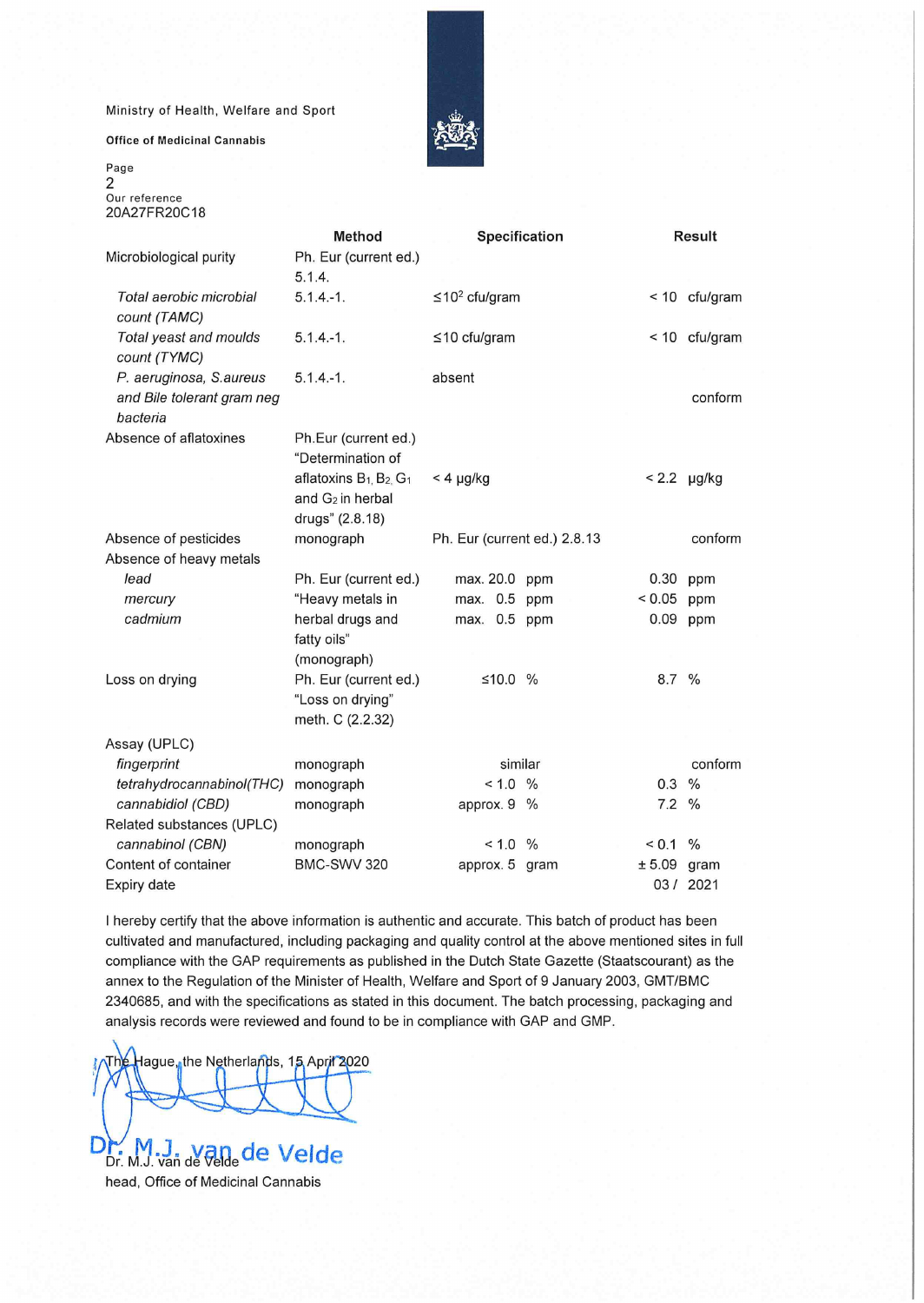Ministry of Health, Welfare and Sport

**Office of Medicinal Cannabis**

Page
2
Our reference
20A27FR20C18

| | Method | Specification | Result |
|---|---|---|---|
| Microbiological purity | Ph. Eur (current ed.) 5.1.4. | | |
| *Total aerobic microbial count (TAMC)* | 5.1.4.-1. | ≤$10^2$ cfu/gram | < 10 cfu/gram |
| *Total yeast and moulds count (TYMC)* | 5.1.4.-1. | ≤10 cfu/gram | < 10 cfu/gram |
| *P. aeruginosa, S.aureus and Bile tolerant gram neg bacteria* | 5.1.4.-1. | absent | conform |
| Absence of aflatoxines | Ph.Eur (current ed.) "Determination of aflatoxins $B_1$, $B_2$, $G_1$ and $G_2$ in herbal drugs" (2.8.18) | < 4 µg/kg | < 2.2 µg/kg |
| Absence of pesticides | monograph | Ph. Eur (current ed.) 2.8.13 | conform |
| Absence of heavy metals | | | |
| *lead* | Ph. Eur (current ed.) "Heavy metals in herbal drugs and fatty oils" (monograph) | max. 20.0 ppm | 0.30 ppm |
| *mercury* | | max. 0.5 ppm | < 0.05 ppm |
| *cadmium* | | max. 0.5 ppm | 0.09 ppm |
| Loss on drying | Ph. Eur (current ed.) "Loss on drying" meth. C (2.2.32) | ≤10.0 % | 8.7 % |
| Assay (UPLC) | | | |
| *fingerprint* | monograph | similar | conform |
| *tetrahydrocannabinol(THC)* | monograph | < 1.0 % | 0.3 % |
| *cannabidiol (CBD)* | monograph | approx. 9 % | 7.2 % |
| Related substances (UPLC) | | | |
| *cannabinol (CBN)* | monograph | < 1.0 % | < 0.1 % |
| Content of container | BMC-SWV 320 | approx. 5 gram | ± 5.09 gram |
| Expiry date | | | 03 / 2021 |

I hereby certify that the above information is authentic and accurate. This batch of product has been cultivated and manufactured, including packaging and quality control at the above mentioned sites in full compliance with the GAP requirements as published in the Dutch State Gazette (Staatscourant) as the annex to the Regulation of the Minister of Health, Welfare and Sport of 9 January 2003, GMT/BMC 2340685, and with the specifications as stated in this document. The batch processing, packaging and analysis records were reviewed and found to be in compliance with GAP and GMP.

The Hague, the Netherlands, 15 April 2020

Dr. M.J. van de Velde

Dr. M.J. van de Velde
head, Office of Medicinal Cannabis